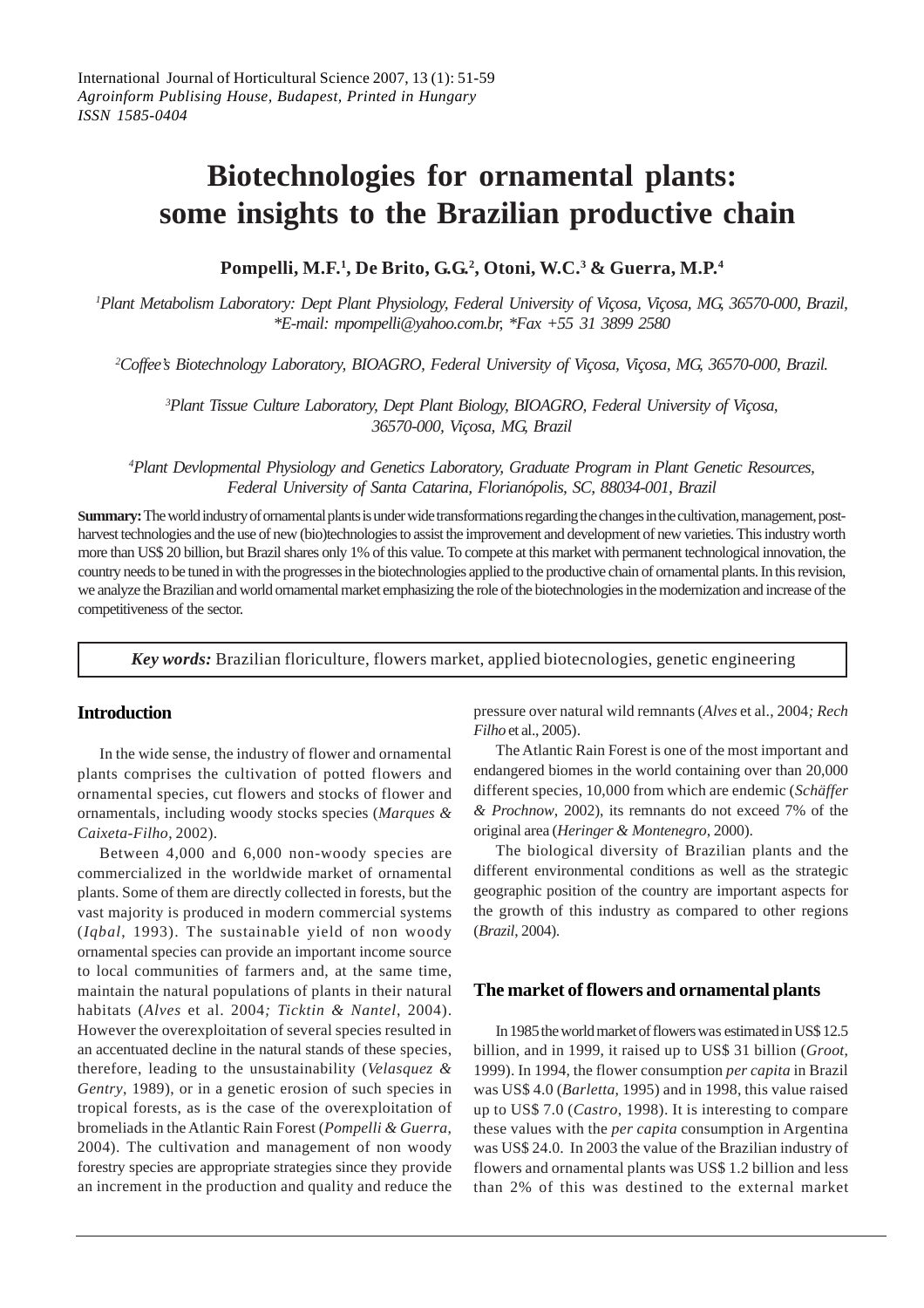# Biotechnologies for ornamental plants: some insights to the Brazilian productive chain

**Pompelli, M.F.[1], De Brito, G.G.[2], Otoni, W.C.[3] & Guerra, M.P.[4]**

[1]*Plant Metabolism Laboratory: Dept Plant Physiology, Federal University of Viçosa, Viçosa, MG, 36570-000, Brazil, \*E-mail: mpompelli@yahoo.com.br, \*Fax +55 31 3899 2580*

[2]*Coffee's Biotechnology Laboratory, BIOAGRO, Federal University of Viçosa, Viçosa, MG, 36570-000, Brazil.*

[3]*Plant Tissue Culture Laboratory, Dept Plant Biology, BIOAGRO, Federal University of Viçosa, 36570-000, Viçosa, MG, Brazil*

[4]*Plant Devlopmental Physiology and Genetics Laboratory, Graduate Program in Plant Genetic Resources, Federal University of Santa Catarina, Florianópolis, SC, 88034-001, Brazil*

**Summary:** The world industry of ornamental plants is under wide transformations regarding the changes in the cultivation, management, post-harvest technologies and the use of new (bio)technologies to assist the improvement and development of new varieties. This industry worth more than US$ 20 billion, but Brazil shares only 1% of this value. To compete at this market with permanent technological innovation, the country needs to be tuned in with the progresses in the biotechnologies applied to the productive chain of ornamental plants. In this revision, we analyze the Brazilian and world ornamental market emphasizing the role of the biotechnologies in the modernization and increase of the competitiveness of the sector.

***Key words:*** Brazilian floriculture, flowers market, applied biotecnologies, genetic engineering

## Introduction

In the wide sense, the industry of flower and ornamental plants comprises the cultivation of potted flowers and ornamental species, cut flowers and stocks of flower and ornamentals, including woody stocks species (*Marques & Caixeta-Filho*, 2002).

Between 4,000 and 6,000 non-woody species are commercialized in the worldwide market of ornamental plants. Some of them are directly collected in forests, but the vast majority is produced in modern commercial systems (*Iqbal*, 1993). The sustainable yield of non woody ornamental species can provide an important income source to local communities of farmers and, at the same time, maintain the natural populations of plants in their natural habitats (*Alves* et al. 2004*; Ticktin & Nantel*, 2004). However the overexploitation of several species resulted in an accentuated decline in the natural stands of these species, therefore, leading to the unsustainability (*Velasquez & Gentry*, 1989), or in a genetic erosion of such species in tropical forests, as is the case of the overexploitation of bromeliads in the Atlantic Rain Forest (*Pompelli & Guerra*, 2004). The cultivation and management of non woody forestry species are appropriate strategies since they provide an increment in the production and quality and reduce the pressure over natural wild remnants (*Alves* et al., 2004*; Rech Filho* et al., 2005).

The Atlantic Rain Forest is one of the most important and endangered biomes in the world containing over than 20,000 different species, 10,000 from which are endemic (*Schäffer & Prochnow*, 2002), its remnants do not exceed 7% of the original area (*Heringer & Montenegro*, 2000).

The biological diversity of Brazilian plants and the different environmental conditions as well as the strategic geographic position of the country are important aspects for the growth of this industry as compared to other regions (*Brazil*, 2004).

## The market of flowers and ornamental plants

In 1985 the world market of flowers was estimated in US$ 12.5 billion, and in 1999, it raised up to US$ 31 billion (*Groot*, 1999). In 1994, the flower consumption *per capita* in Brazil was US$ 4.0 (*Barletta*, 1995) and in 1998, this value raised up to US$ 7.0 (*Castro*, 1998). It is interesting to compare these values with the *per capita* consumption in Argentina was US$ 24.0. In 2003 the value of the Brazilian industry of flowers and ornamental plants was US$ 1.2 billion and less than 2% of this was destined to the external market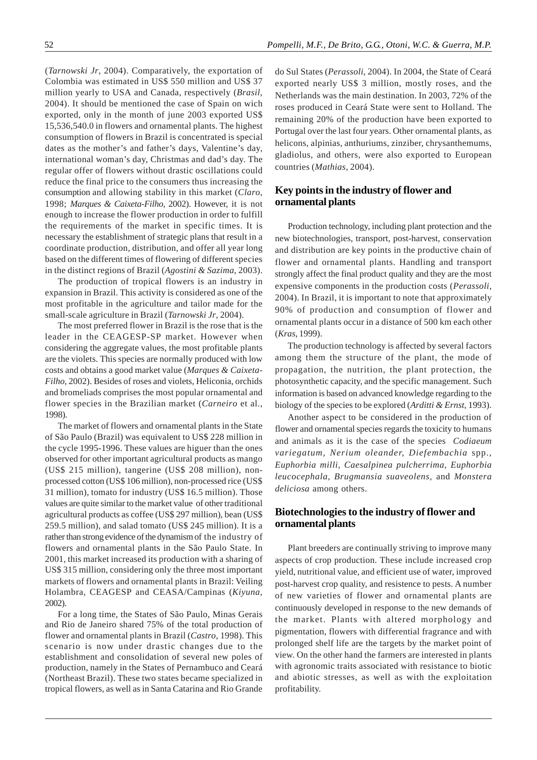(*Tarnowski Jr*, 2004). Comparatively, the exportation of Colombia was estimated in US$ 550 million and US$ 37 million yearly to USA and Canada, respectively (*Brasil*, 2004). It should be mentioned the case of Spain on wich exported, only in the month of june 2003 exported US$ 15,536,540.0 in flowers and ornamental plants. The highest consumption of flowers in Brazil is concentrated is special dates as the mother's and father's days, Valentine's day, international woman's day, Christmas and dad's day. The regular offer of flowers without drastic oscillations could reduce the final price to the consumers thus increasing the consumption and allowing stability in this market (*Claro*, 1998; *Marques & Caixeta-Filho*, 2002). However, it is not enough to increase the flower production in order to fulfill the requirements of the market in specific times. It is necessary the establishment of strategic plans that result in a coordinate production, distribution, and offer all year long based on the different times of flowering of different species in the distinct regions of Brazil (*Agostini & Sazima*, 2003).

The production of tropical flowers is an industry in expansion in Brazil. This activity is considered as one of the most profitable in the agriculture and tailor made for the small-scale agriculture in Brazil (*Tarnowski Jr*, 2004).

The most preferred flower in Brazil is the rose that is the leader in the CEAGESP-SP market. However when considering the aggregate values, the most profitable plants are the violets. This species are normally produced with low costs and obtains a good market value (*Marques & Caixeta-Filho*, 2002). Besides of roses and violets, Heliconia, orchids and bromeliads comprises the most popular ornamental and flower species in the Brazilian market (*Carneiro* et al., 1998).

The market of flowers and ornamental plants in the State of São Paulo (Brazil) was equivalent to US$ 228 million in the cycle 1995-1996. These values are higuer than the ones observed for other important agricultural products as mango (US$ 215 million), tangerine (US$ 208 million), non-processed cotton (US$ 106 million), non-processed rice (US$ 31 million), tomato for industry (US$ 16.5 million). Those values are quite similar to the market value of other traditional agricultural products as coffee (US$ 297 million), bean (US$ 259.5 million), and salad tomato (US$ 245 million). It is a rather than strong evidence of the dynamism of the industry of flowers and ornamental plants in the São Paulo State. In 2001, this market increased its production with a sharing of US$ 315 million, considering only the three most important markets of flowers and ornamental plants in Brazil: Veiling Holambra, CEAGESP and CEASA/Campinas (*Kiyuna*, 2002).

For a long time, the States of São Paulo, Minas Gerais and Rio de Janeiro shared 75% of the total production of flower and ornamental plants in Brazil (*Castro*, 1998). This scenario is now under drastic changes due to the establishment and consolidation of several new poles of production, namely in the States of Pernambuco and Ceará (Northeast Brazil). These two states became specialized in tropical flowers, as well as in Santa Catarina and Rio Grande do Sul States (*Perassoli*, 2004). In 2004, the State of Ceará exported nearly US$ 3 million, mostly roses, and the Netherlands was the main destination. In 2003, 72% of the roses produced in Ceará State were sent to Holland. The remaining 20% of the production have been exported to Portugal over the last four years. Other ornamental plants, as helicons, alpinias, anthuriums, zinziber, chrysanthemums, gladiolus, and others, were also exported to European countries (*Mathias*, 2004).

## Key points in the industry of flower and ornamental plants

Production technology, including plant protection and the new biotechnologies, transport, post-harvest, conservation and distribution are key points in the productive chain of flower and ornamental plants. Handling and transport strongly affect the final product quality and they are the most expensive components in the production costs (*Perassoli*, 2004). In Brazil, it is important to note that approximately 90% of production and consumption of flower and ornamental plants occur in a distance of 500 km each other (*Kras*, 1999).

The production technology is affected by several factors among them the structure of the plant, the mode of propagation, the nutrition, the plant protection, the photosynthetic capacity, and the specific management. Such information is based on advanced knowledge regarding to the biology of the species to be explored (*Arditti & Ernst*, 1993).

Another aspect to be considered in the production of flower and ornamental species regards the toxicity to humans and animals as it is the case of the species *Codiaeum variegatum, Nerium oleander, Diefembachia* spp., *Euphorbia milli, Caesalpinea pulcherrima, Euphorbia leucocephala, Brugmansia suaveolens,* and *Monstera deliciosa* among others.

## Biotechnologies to the industry of flower and ornamental plants

Plant breeders are continually striving to improve many aspects of crop production. These include increased crop yield, nutritional value, and efficient use of water, improved post-harvest crop quality, and resistence to pests. A number of new varieties of flower and ornamental plants are continuously developed in response to the new demands of the market. Plants with altered morphology and pigmentation, flowers with differential fragrance and with prolonged shelf life are the targets by the market point of view. On the other hand the farmers are interested in plants with agronomic traits associated with resistance to biotic and abiotic stresses, as well as with the exploitation profitability.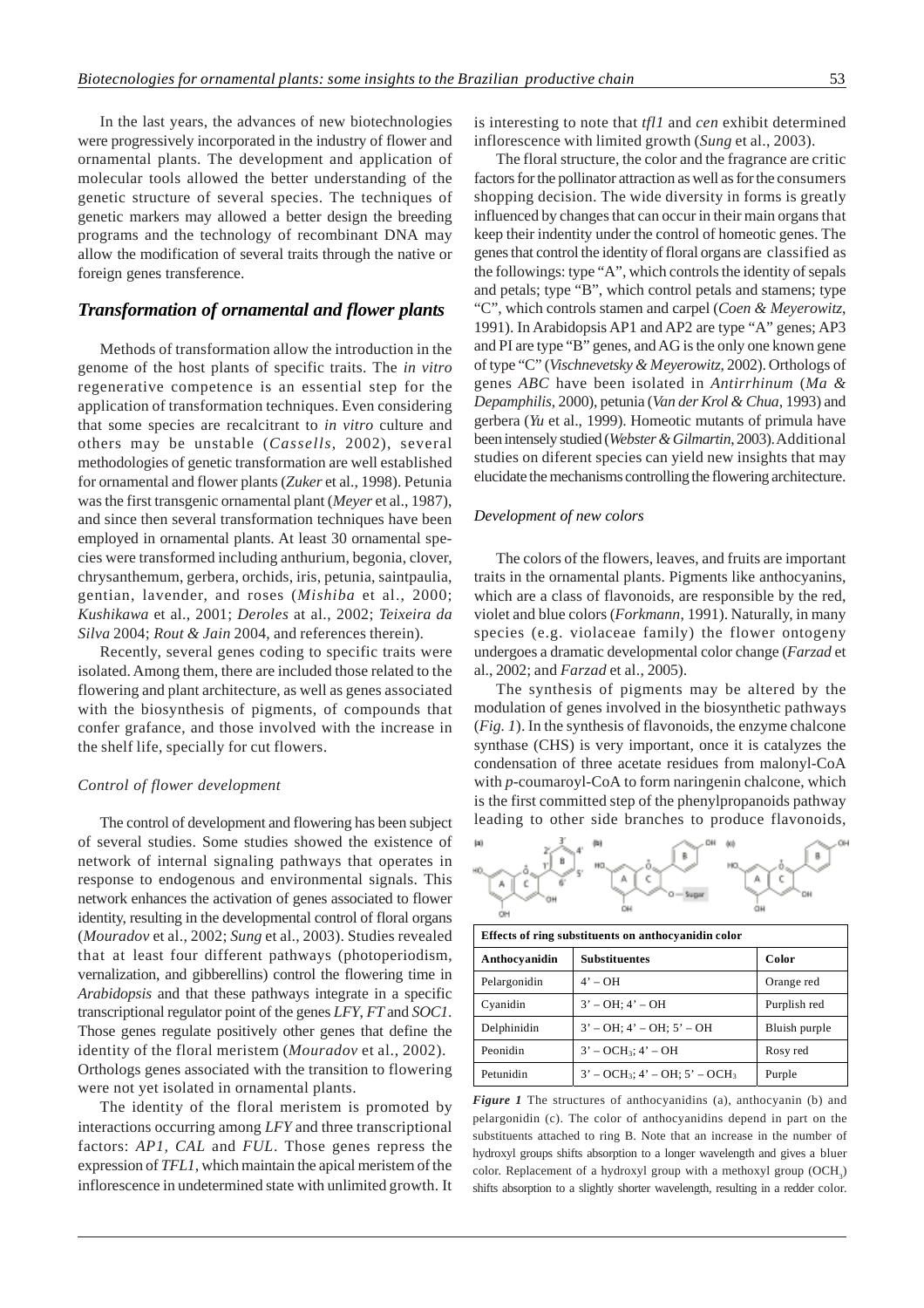In the last years, the advances of new biotechnologies were progressively incorporated in the industry of flower and ornamental plants. The development and application of molecular tools allowed the better understanding of the genetic structure of several species. The techniques of genetic markers may allowed a better design the breeding programs and the technology of recombinant DNA may allow the modification of several traits through the native or foreign genes transference.

## *Transformation of ornamental and flower plants*

Methods of transformation allow the introduction in the genome of the host plants of specific traits. The *in vitro* regenerative competence is an essential step for the application of transformation techniques. Even considering that some species are recalcitrant to *in vitro* culture and others may be unstable (*Cassells*, 2002), several methodologies of genetic transformation are well established for ornamental and flower plants (*Zuker* et al., 1998). Petunia was the first transgenic ornamental plant (*Meyer* et al., 1987), and since then several transformation techniques have been employed in ornamental plants. At least 30 ornamental species were transformed including anthurium, begonia, clover, chrysanthemum, gerbera, orchids, iris, petunia, saintpaulia, gentian, lavender, and roses (*Mishiba* et al., 2000; *Kushikawa* et al., 2001; *Deroles* at al., 2002; *Teixeira da Silva* 2004; *Rout & Jain* 2004, and references therein).

Recently, several genes coding to specific traits were isolated. Among them, there are included those related to the flowering and plant architecture, as well as genes associated with the biosynthesis of pigments, of compounds that confer grafance, and those involved with the increase in the shelf life, specially for cut flowers.

### *Control of flower development*

The control of development and flowering has been subject of several studies. Some studies showed the existence of network of internal signaling pathways that operates in response to endogenous and environmental signals. This network enhances the activation of genes associated to flower identity, resulting in the developmental control of floral organs (*Mouradov* et al., 2002; *Sung* et al., 2003). Studies revealed that at least four different pathways (photoperiodism, vernalization, and gibberellins) control the flowering time in *Arabidopsis* and that these pathways integrate in a specific transcriptional regulator point of the genes *LFY*, *FT* and *SOC1*. Those genes regulate positively other genes that define the identity of the floral meristem (*Mouradov* et al., 2002). Orthologs genes associated with the transition to flowering were not yet isolated in ornamental plants.

The identity of the floral meristem is promoted by interactions occurring among *LFY* and three transcriptional factors: *AP1, CAL* and *FUL*. Those genes repress the expression of *TFL1*, which maintain the apical meristem of the inflorescence in undetermined state with unlimited growth. It is interesting to note that *tfl1* and *cen* exhibit determined inflorescence with limited growth (*Sung* et al., 2003).

The floral structure, the color and the fragrance are critic factors for the pollinator attraction as well as for the consumers shopping decision. The wide diversity in forms is greatly influenced by changes that can occur in their main organs that keep their indentity under the control of homeotic genes. The genes that control the identity of floral organs are classified as the followings: type "A", which controls the identity of sepals and petals; type "B", which control petals and stamens; type "C", which controls stamen and carpel (*Coen & Meyerowitz*, 1991). In Arabidopsis AP1 and AP2 are type "A" genes; AP3 and PI are type "B" genes, and AG is the only one known gene of type "C" (*Vischnevetsky & Meyerowitz*, 2002). Orthologs of genes *ABC* have been isolated in *Antirrhinum* (*Ma & Depamphilis*, 2000), petunia (*Van der Krol & Chua*, 1993) and gerbera (*Yu* et al., 1999). Homeotic mutants of primula have been intensely studied (*Webster & Gilmartin*, 2003). Additional studies on diferent species can yield new insights that may elucidate the mechanisms controlling the flowering architecture.

### *Development of new colors*

The colors of the flowers, leaves, and fruits are important traits in the ornamental plants. Pigments like anthocyanins, which are a class of flavonoids, are responsible by the red, violet and blue colors (*Forkmann*, 1991). Naturally, in many species (e.g. violaceae family) the flower ontogeny undergoes a dramatic developmental color change (*Farzad* et al., 2002; and *Farzad* et al., 2005).

The synthesis of pigments may be altered by the modulation of genes involved in the biosynthetic pathways (*Fig. 1*). In the synthesis of flavonoids, the enzyme chalcone synthase (CHS) is very important, once it is catalyzes the condensation of three acetate residues from malonyl-CoA with *p*-coumaroyl-CoA to form naringenin chalcone, which is the first committed step of the phenylpropanoids pathway leading to other side branches to produce flavonoids,

| **Effects of ring substituents on anthocyanidin color** | | |
|---|---|---|
| **Anthocyanidin** | **Substituentes** | **Color** |
| Pelargonidin | 4' – OH | Orange red |
| Cyanidin | 3' – OH; 4' – OH | Purplish red |
| Delphinidin | 3' – OH; 4' – OH; 5' – OH | Bluish purple |
| Peonidin | 3' – $OCH_3$; 4' – OH | Rosy red |
| Petunidin | 3' – $OCH_3$; 4' – OH; 5' – $OCH_3$ | Purple |

***Figure 1*** The structures of anthocyanidins (a), anthocyanin (b) and pelargonidin (c). The color of anthocyanidins depend in part on the substituents attached to ring B. Note that an increase in the number of hydroxyl groups shifts absorption to a longer wavelength and gives a bluer color. Replacement of a hydroxyl group with a methoxyl group ($OCH_3$) shifts absorption to a slightly shorter wavelength, resulting in a redder color.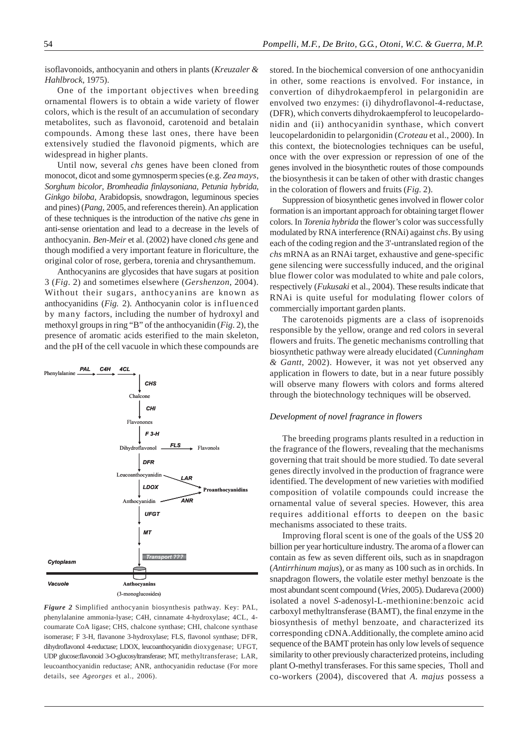isoflavonoids, anthocyanin and others in plants (*Kreuzaler & Hahlbrock*, 1975).

One of the important objectives when breeding ornamental flowers is to obtain a wide variety of flower colors, which is the result of an accumulation of secondary metabolites, such as flavonoid, carotenoid and betalain compounds. Among these last ones, there have been extensively studied the flavonoid pigments, which are widespread in higher plants.

Until now, several *chs* genes have been cloned from monocot, dicot and some gymnosperm species (e.g. *Zea mays*, *Sorghum bicolor*, *Bromheadia finlaysoniana*, *Petunia hybrida*, *Ginkgo biloba*, Arabidopsis, snowdragon, leguminous species and pines) (*Pang*, 2005, and references therein). An application of these techniques is the introduction of the native *chs* gene in anti-sense orientation and lead to a decrease in the levels of anthocyanin. *Ben-Meir* et al. (2002) have cloned *chs* gene and though modified a very important feature in floriculture, the original color of rose, gerbera, torenia and chrysanthemum.

Anthocyanins are glycosides that have sugars at position 3 (*Fig*. 2) and sometimes elsewhere (*Gershenzon*, 2004). Without their sugars, anthocyanins are known as anthocyanidins (*Fig.* 2). Anthocyanin color is influenced by many factors, including the number of hydroxyl and methoxyl groups in ring "B" of the anthocyanidin (*Fig*. 2), the presence of aromatic acids esterified to the main skeleton, and the pH of the cell vacuole in which these compounds are

Phenylalanine →PAL→ →C4H→ →4CL→ ↓CHS Chalcone ↓CHI Flavonones ↓F 3-H Dihydroflavonol →FLS→ Flavonols ↓DFR Leucoanthocyanidin →LAR→ Proanthocyanidins ↓LDOX Anthocyanidin →ANR→ Proanthocyanidins ↓UFGT ↓MT ↓Transport ??? Cytoplasm / Vacuole: Anthocyanins (3-monoglucosides)

*Figure 2* Simplified anthocyanin biosynthesis pathway. Key: PAL, phenylalanine ammonia-lyase; C4H, cinnamate 4-hydroxylase; 4CL, 4-coumarate CoA ligase; CHS, chalcone synthase; CHI, chalcone synthase isomerase; F 3-H, flavanone 3-hydroxylase; FLS, flavonol synthase; DFR, dihydroflavonol 4-reductase; LDOX, leucoanthocyanidin dioxygenase; UFGT, UDP glucose:flavonoid 3-O-glucosyltransferase; MT, methyltransferase; LAR, leucoanthocyanidin reductase; ANR, anthocyanidin reductase (For more details, see *Ageorges* et al., 2006).

stored. In the biochemical conversion of one anthocyanidin in other, some reactions is envolved. For instance, in convertion of dihydrokaempferol in pelargonidin are envolved two enzymes: (i) dihydroflavonol-4-reductase, (DFR), which converts dihydrokaempferol to leucopelardonidin and (ii) anthocyanidin synthase, which convert leucopelardonidin to pelargonidin (*Croteau* et al., 2000). In this context, the biotecnologies techniques can be useful, once with the over expression or repression of one of the genes involved in the biosynthetic routes of those compounds the biosynthesis it can be taken of other with drastic changes in the coloration of flowers and fruits (*Fig*. 2).

Suppression of biosynthetic genes involved in flower color formation is an important approach for obtaining target flower colors. In *Torenia hybrida* the flower's color was successfully modulated by RNA interference (RNAi) against *chs*. By using each of the coding region and the 3'-untranslated region of the *chs* mRNA as an RNAi target, exhaustive and gene-specific gene silencing were successfully induced, and the original blue flower color was modulated to white and pale colors, respectively (*Fukusaki* et al., 2004). These results indicate that RNAi is quite useful for modulating flower colors of commercially important garden plants.

The carotenoids pigments are a class of isoprenoids responsible by the yellow, orange and red colors in several flowers and fruits. The genetic mechanisms controlling that biosynthetic pathway were already elucidated (*Cunningham & Gantt*, 2002). However, it was not yet observed any application in flowers to date, but in a near future possibly will observe many flowers with colors and forms altered through the biotechnology techniques will be observed.

### *Development of novel fragrance in flowers*

The breeding programs plants resulted in a reduction in the fragrance of the flowers, revealing that the mechanisms governing that trait should be more studied. To date several genes directly involved in the production of fragrance were identified. The development of new varieties with modified composition of volatile compounds could increase the ornamental value of several species. However, this area requires additional efforts to deepen on the basic mechanisms associated to these traits.

Improving floral scent is one of the goals of the US$ 20 billion per year horticulture industry. The aroma of a flower can contain as few as seven different oils, such as in snapdragon (*Antirrhinum majus*), or as many as 100 such as in orchids. In snapdragon flowers, the volatile ester methyl benzoate is the most abundant scent compound (*Vries*, 2005). Dudareva (2000) isolated a novel *S*-adenosyl-L-methionine:benzoic acid carboxyl methyltransferase (BAMT), the final enzyme in the biosynthesis of methyl benzoate, and characterized its corresponding cDNA. Additionally, the complete amino acid sequence of the BAMT protein has only low levels of sequence similarity to other previously characterized proteins, including plant O-methyl transferases. For this same species, Tholl and co-workers (2004), discovered that *A. majus* possess a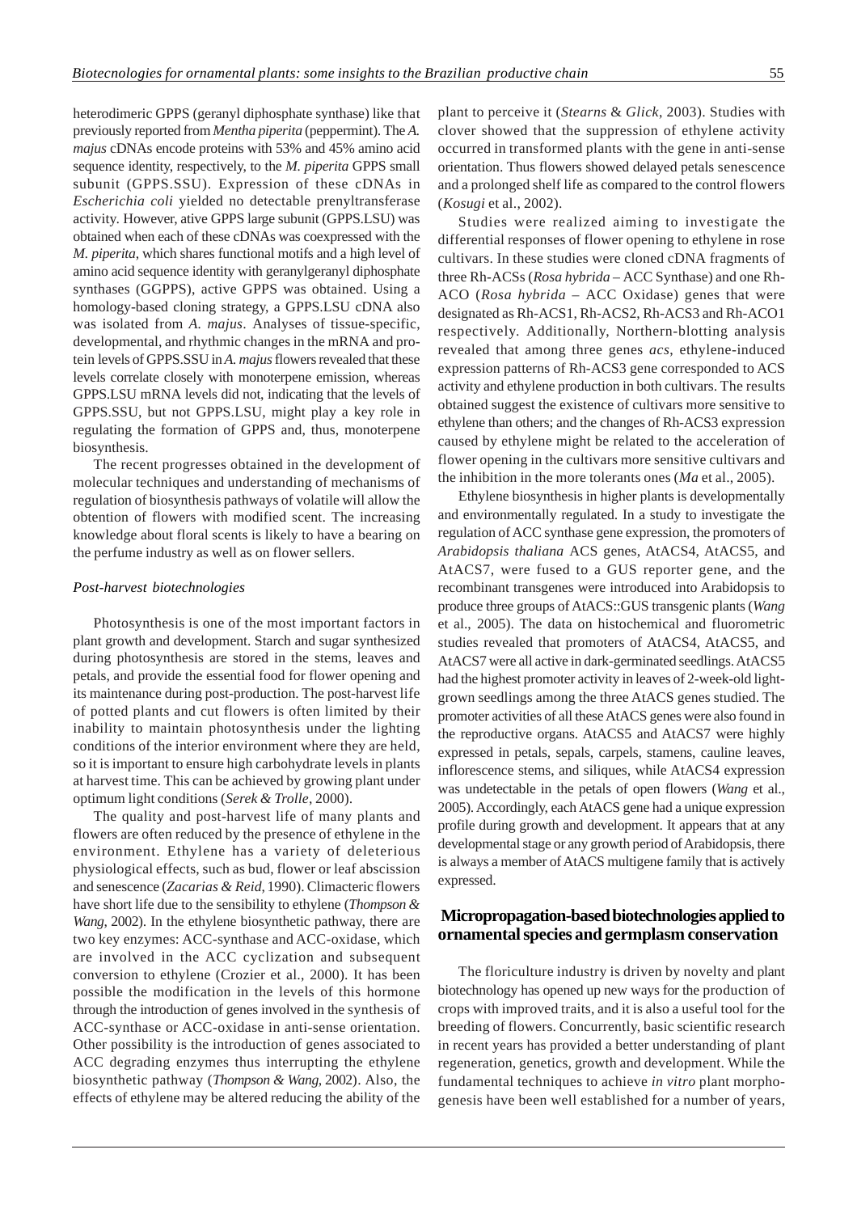heterodimeric GPPS (geranyl diphosphate synthase) like that previously reported from *Mentha piperita* (peppermint). The *A. majus* cDNAs encode proteins with 53% and 45% amino acid sequence identity, respectively, to the *M. piperita* GPPS small subunit (GPPS.SSU). Expression of these cDNAs in *Escherichia coli* yielded no detectable prenyltransferase activity. However, ative GPPS large subunit (GPPS.LSU) was obtained when each of these cDNAs was coexpressed with the *M. piperita*, which shares functional motifs and a high level of amino acid sequence identity with geranylgeranyl diphosphate synthases (GGPPS), active GPPS was obtained. Using a homology-based cloning strategy, a GPPS.LSU cDNA also was isolated from *A. majus*. Analyses of tissue-specific, developmental, and rhythmic changes in the mRNA and protein levels of GPPS.SSU in *A. majus* flowers revealed that these levels correlate closely with monoterpene emission, whereas GPPS.LSU mRNA levels did not, indicating that the levels of GPPS.SSU, but not GPPS.LSU, might play a key role in regulating the formation of GPPS and, thus, monoterpene biosynthesis.

The recent progresses obtained in the development of molecular techniques and understanding of mechanisms of regulation of biosynthesis pathways of volatile will allow the obtention of flowers with modified scent. The increasing knowledge about floral scents is likely to have a bearing on the perfume industry as well as on flower sellers.

### *Post-harvest biotechnologies*

Photosynthesis is one of the most important factors in plant growth and development. Starch and sugar synthesized during photosynthesis are stored in the stems, leaves and petals, and provide the essential food for flower opening and its maintenance during post-production. The post-harvest life of potted plants and cut flowers is often limited by their inability to maintain photosynthesis under the lighting conditions of the interior environment where they are held, so it is important to ensure high carbohydrate levels in plants at harvest time. This can be achieved by growing plant under optimum light conditions (*Serek & Trolle*, 2000).

The quality and post-harvest life of many plants and flowers are often reduced by the presence of ethylene in the environment. Ethylene has a variety of deleterious physiological effects, such as bud, flower or leaf abscission and senescence (*Zacarias & Reid*, 1990). Climacteric flowers have short life due to the sensibility to ethylene (*Thompson & Wang*, 2002). In the ethylene biosynthetic pathway, there are two key enzymes: ACC-synthase and ACC-oxidase, which are involved in the ACC cyclization and subsequent conversion to ethylene (Crozier et al., 2000). It has been possible the modification in the levels of this hormone through the introduction of genes involved in the synthesis of ACC-synthase or ACC-oxidase in anti-sense orientation. Other possibility is the introduction of genes associated to ACC degrading enzymes thus interrupting the ethylene biosynthetic pathway (*Thompson & Wang*, 2002). Also, the effects of ethylene may be altered reducing the ability of the plant to perceive it (*Stearns* & *Glick*, 2003). Studies with clover showed that the suppression of ethylene activity occurred in transformed plants with the gene in anti-sense orientation. Thus flowers showed delayed petals senescence and a prolonged shelf life as compared to the control flowers (*Kosugi* et al., 2002).

Studies were realized aiming to investigate the differential responses of flower opening to ethylene in rose cultivars. In these studies were cloned cDNA fragments of three Rh-ACSs (*Rosa hybrida* – ACC Synthase) and one Rh-ACO (*Rosa hybrida* – ACC Oxidase) genes that were designated as Rh-ACS1, Rh-ACS2, Rh-ACS3 and Rh-ACO1 respectively. Additionally, Northern-blotting analysis revealed that among three genes *acs*, ethylene-induced expression patterns of Rh-ACS3 gene corresponded to ACS activity and ethylene production in both cultivars. The results obtained suggest the existence of cultivars more sensitive to ethylene than others; and the changes of Rh-ACS3 expression caused by ethylene might be related to the acceleration of flower opening in the cultivars more sensitive cultivars and the inhibition in the more tolerants ones (*Ma* et al., 2005).

Ethylene biosynthesis in higher plants is developmentally and environmentally regulated. In a study to investigate the regulation of ACC synthase gene expression, the promoters of *Arabidopsis thaliana* ACS genes, AtACS4, AtACS5, and AtACS7, were fused to a GUS reporter gene, and the recombinant transgenes were introduced into Arabidopsis to produce three groups of AtACS::GUS transgenic plants (*Wang* et al., 2005). The data on histochemical and fluorometric studies revealed that promoters of AtACS4, AtACS5, and AtACS7 were all active in dark-germinated seedlings. AtACS5 had the highest promoter activity in leaves of 2-week-old light-grown seedlings among the three AtACS genes studied. The promoter activities of all these AtACS genes were also found in the reproductive organs. AtACS5 and AtACS7 were highly expressed in petals, sepals, carpels, stamens, cauline leaves, inflorescence stems, and siliques, while AtACS4 expression was undetectable in the petals of open flowers (*Wang* et al., 2005). Accordingly, each AtACS gene had a unique expression profile during growth and development. It appears that at any developmental stage or any growth period of Arabidopsis, there is always a member of AtACS multigene family that is actively expressed.

## Micropropagation-based biotechnologies applied to ornamental species and germplasm conservation

The floriculture industry is driven by novelty and plant biotechnology has opened up new ways for the production of crops with improved traits, and it is also a useful tool for the breeding of flowers. Concurrently, basic scientific research in recent years has provided a better understanding of plant regeneration, genetics, growth and development. While the fundamental techniques to achieve *in vitro* plant morphogenesis have been well established for a number of years,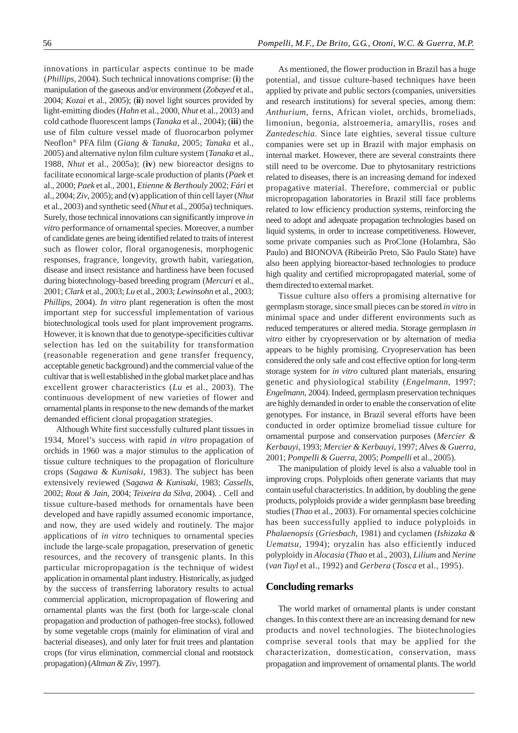innovations in particular aspects continue to be made (*Phillips*, 2004). Such technical innovations comprise: (**i**) the manipulation of the gaseous and/or environment (*Zobayed* et al., 2004; *Kozai* et al., 2005); (**ii**) novel light sources provided by light-emitting diodes (*Hahn* et al., 2000, *Nhut* et al., 2003) and cold cathode fluorescent lamps (*Tanaka* et al., 2004); (**iii**) the use of film culture vessel made of fluorocarbon polymer Neoflon® PFA film (*Giang & Tanaka*, 2005; *Tanaka* et al., 2005) and alternative nylon film culture system (*Tanaka* et al., 1988, *Nhut* et al., 2005a); (**iv**) new bioreactor designs to facilitate economical large-scale production of plants (*Paek* et al., 2000; *Paek* et al., 2001, *Etienne & Berthouly* 2002; *Fári* et al., 2004; *Ziv*, 2005); and (**v**) application of thin cell layer (*Nhut* et al., 2003) and synthetic seed (*Nhut* et al., 2005a) techniques. Surely, those technical innovations can significantly improve *in vitro* performance of ornamental species. Moreover, a number of candidate genes are being identified related to traits of interest such as flower color, floral organogenesis, morphogenic responses, fragrance, longevity, growth habit, variegation, disease and insect resistance and hardiness have been focused during biotechnology-based breeding program (*Mercuri* et al., 2001; *Clark* et al., 2003; *Lu* et al., 2003; *Lewinsohn* et al., 2003; *Phillips*, 2004). *In vitro* plant regeneration is often the most important step for successful implementation of various biotechnological tools used for plant improvement programs. However, it is known that due to genotype-specificities cultivar selection has led on the suitability for transformation (reasonable regeneration and gene transfer frequency, acceptable genetic background) and the commercial value of the cultivar that is well established in the global market place and has excellent grower characteristics (*Lu* et al., 2003). The continuous development of new varieties of flower and ornamental plants in response to the new demands of the market demanded efficient clonal propagation strategies.

Although White first successfully cultured plant tissues in 1934, Morel's success with rapid *in vitro* propagation of orchids in 1960 was a major stimulus to the application of tissue culture techniques to the propagation of floriculture crops (*Sagawa & Kunisaki*, 1983). The subject has been extensively reviewed (*Sagawa & Kunisaki*, 1983; *Cassells*, 2002; *Rout & Jain*, 2004; *Teixeira da Silva*, 2004). . Cell and tissue culture-based methods for ornamentals have been developed and have rapidly assumed economic importance, and now, they are used widely and routinely. The major applications of *in vitro* techniques to ornamental species include the large-scale propagation, preservation of genetic resources, and the recovery of transgenic plants. In this particular micropropagation is the technique of widest application in ornamental plant industry. Historically, as judged by the success of transferring laboratory results to actual commercial application, micropropagation of flowering and ornamental plants was the first (both for large-scale clonal propagation and production of pathogen-free stocks), followed by some vegetable crops (mainly for elimination of viral and bacterial diseases), and only later for fruit trees and plantation crops (for virus elimination, commercial clonal and rootstock propagation) (*Altman & Ziv*, 1997).

As mentioned, the flower production in Brazil has a huge potential, and tissue culture-based techniques have been applied by private and public sectors (companies, universities and research institutions) for several species, among them: *Anthurium*, ferns, African violet, orchids, bromeliads, limoniun, begonia, alstroemeria, amaryllis, roses and *Zantedeschia*. Since late eighties, several tissue culture companies were set up in Brazil with major emphasis on internal market. However, there are several constraints there still need to be overcome. Due to phytosanitary restrictions related to diseases, there is an increasing demand for indexed propagative material. Therefore, commercial or public micropropagation laboratories in Brazil still face problems related to low efficiency production systems, reinforcing the need to adopt and adequate propagation technologies based on liquid systems, in order to increase competitiveness. However, some private companies such as ProClone (Holambra, São Paulo) and BIONOVA (Ribeirão Preto, São Paulo State) have also been applying bioreactor-based technologies to produce high quality and certified micropropagated material, some of them directed to external market.

Tissue culture also offers a promising alternative for germplasm storage, since small pieces can be stored *in vitro* in minimal space and under different environments such as reduced temperatures or altered media. Storage germplasm *in vitro* either by cryopreservation or by alternation of media appears to be highly promising. Cryopreservation has been considered the only safe and cost effective option for long-term storage system for *in vitro* cultured plant materials, ensuring genetic and physiological stability (*Engelmann*, 1997; *Engelmann*, 2004). Indeed, germplasm preservation techniques are highly demanded in order to enable the conservation of elite genotypes. For instance, in Brazil several efforts have been conducted in order optimize bromeliad tissue culture for ornamental purpose and conservation purposes (*Mercier & Kerbauyi*, 1993; *Mercier & Kerbauyi*, 1997; *Alves & Guerra*, 2001; *Pompelli & Guerra*, 2005; *Pompelli* et al., 2005).

The manipulation of ploidy level is also a valuable tool in improving crops. Polyploids often generate variants that may contain useful characteristics. In addition, by doubling the gene products, polyploids provide a wider germplasm base breeding studies (*Thao* et al., 2003). For ornamental species colchicine has been successfully applied to induce polyploids in *Phalaenopsis* (*Griesbach*, 1981) and cyclamen (*Ishizaka & Uematsu*, 1994); oryzalin has also efficiently induced polyploidy in *Alocasia* (*Thao* et al., 2003), *Lilium* and *Nerine* (*van Tuyl* et al., 1992) and *Gerbera* (*Tosca* et al., 1995).

## Concluding remarks

The world market of ornamental plants is under constant changes. In this context there are an increasing demand for new products and novel technologies. The biotechnologies comprise several tools that may be applied for the characterization, domestication, conservation, mass propagation and improvement of ornamental plants. The world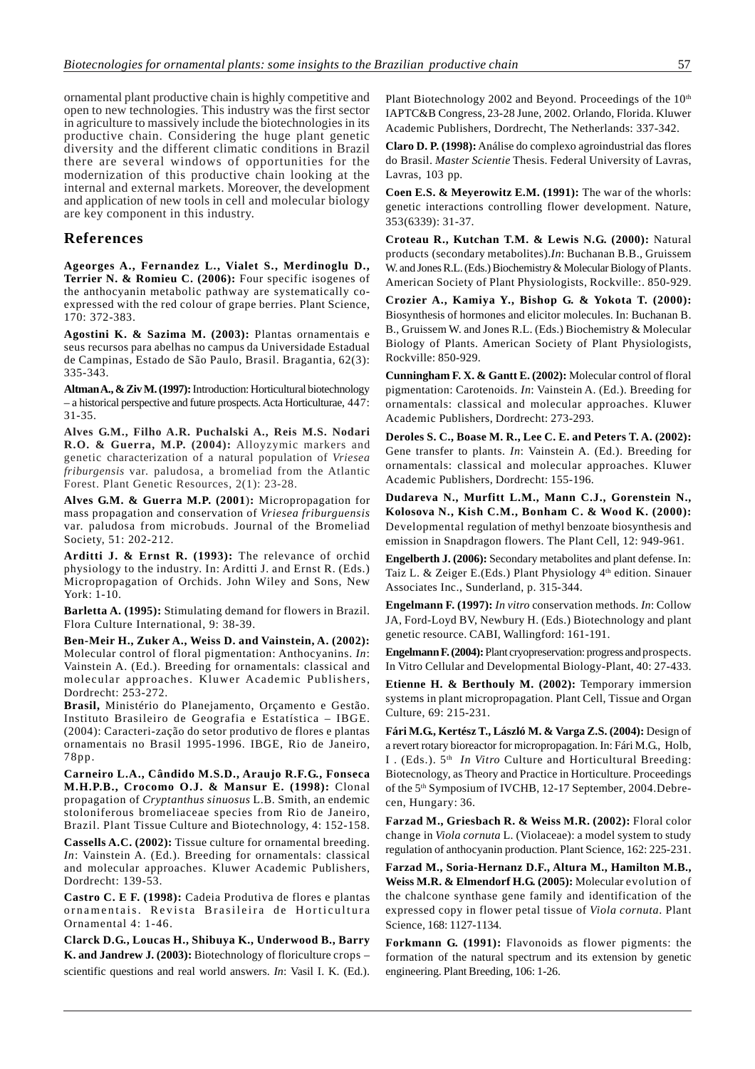ornamental plant productive chain is highly competitive and open to new technologies. This industry was the first sector in agriculture to massively include the biotechnologies in its productive chain. Considering the huge plant genetic diversity and the different climatic conditions in Brazil there are several windows of opportunities for the modernization of this productive chain looking at the internal and external markets. Moreover, the development and application of new tools in cell and molecular biology are key component in this industry.

## References

**Ageorges A., Fernandez L., Vialet S., Merdinoglu D., Terrier N. & Romieu C. (2006):** Four specific isogenes of the anthocyanin metabolic pathway are systematically co-expressed with the red colour of grape berries. Plant Science, 170: 372-383.

**Agostini K. & Sazima M. (2003):** Plantas ornamentais e seus recursos para abelhas no campus da Universidade Estadual de Campinas, Estado de São Paulo, Brasil. Bragantia, 62(3): 335-343.

**Altman A., & Ziv M. (1997):** Introduction: Horticultural biotechnology – a historical perspective and future prospects. Acta Horticulturae, 447: 31-35.

**Alves G.M., Filho A.R. Puchalski A., Reis M.S. Nodari R.O. & Guerra, M.P. (2004):** Alloyzymic markers and genetic characterization of a natural population of *Vriesea friburgensis* var. paludosa, a bromeliad from the Atlantic Forest. Plant Genetic Resources, 2(1): 23-28.

**Alves G.M. & Guerra M.P. (2001):** Micropropagation for mass propagation and conservation of *Vriesea friburguensis* var. paludosa from microbuds. Journal of the Bromeliad Society, 51: 202-212.

**Arditti J. & Ernst R. (1993):** The relevance of orchid physiology to the industry. In: Arditti J. and Ernst R. (Eds.) Micropropagation of Orchids. John Wiley and Sons, New York: 1-10.

**Barletta A. (1995):** Stimulating demand for flowers in Brazil. Flora Culture International, 9: 38-39.

**Ben-Meir H., Zuker A., Weiss D. and Vainstein, A. (2002):** Molecular control of floral pigmentation: Anthocyanins. *In*: Vainstein A. (Ed.). Breeding for ornamentals: classical and molecular approaches. Kluwer Academic Publishers, Dordrecht: 253-272.

**Brasil,** Ministério do Planejamento, Orçamento e Gestão. Instituto Brasileiro de Geografia e Estatística – IBGE. (2004): Caracteri-zação do setor produtivo de flores e plantas ornamentais no Brasil 1995-1996. IBGE, Rio de Janeiro, 78pp.

**Carneiro L.A., Cândido M.S.D., Araujo R.F.G., Fonseca M.H.P.B., Crocomo O.J. & Mansur E. (1998):** Clonal propagation of *Cryptanthus sinuosus* L.B. Smith, an endemic stoloniferous bromeliaceae species from Rio de Janeiro, Brazil. Plant Tissue Culture and Biotechnology, 4: 152-158.

**Cassells A.C. (2002):** Tissue culture for ornamental breeding. *In*: Vainstein A. (Ed.). Breeding for ornamentals: classical and molecular approaches. Kluwer Academic Publishers, Dordrecht: 139-53.

**Castro C. E F. (1998):** Cadeia Produtiva de flores e plantas ornamentais. Revista Brasileira de Horticultura Ornamental 4: 1-46.

**Clarck D.G., Loucas H., Shibuya K., Underwood B., Barry K. and Jandrew J. (2003):** Biotechnology of floriculture crops – scientific questions and real world answers. *In*: Vasil I. K. (Ed.). Plant Biotechnology 2002 and Beyond. Proceedings of the 10th IAPTC&B Congress, 23-28 June, 2002. Orlando, Florida. Kluwer Academic Publishers, Dordrecht, The Netherlands: 337-342.

**Claro D. P. (1998):** Análise do complexo agroindustrial das flores do Brasil. *Master Scientie* Thesis. Federal University of Lavras, Lavras, 103 pp.

**Coen E.S. & Meyerowitz E.M. (1991):** The war of the whorls: genetic interactions controlling flower development. Nature, 353(6339): 31-37.

**Croteau R., Kutchan T.M. & Lewis N.G. (2000):** Natural products (secondary metabolites).*In*: Buchanan B.B., Gruissem W. and Jones R.L. (Eds.) Biochemistry & Molecular Biology of Plants. American Society of Plant Physiologists, Rockville:. 850-929.

**Crozier A., Kamiya Y., Bishop G. & Yokota T. (2000):** Biosynthesis of hormones and elicitor molecules. In: Buchanan B. B., Gruissem W. and Jones R.L. (Eds.) Biochemistry & Molecular Biology of Plants. American Society of Plant Physiologists, Rockville: 850-929.

**Cunningham F. X. & Gantt E. (2002):** Molecular control of floral pigmentation: Carotenoids. *In*: Vainstein A. (Ed.). Breeding for ornamentals: classical and molecular approaches. Kluwer Academic Publishers, Dordrecht: 273-293.

**Deroles S. C., Boase M. R., Lee C. E. and Peters T. A. (2002):** Gene transfer to plants. *In*: Vainstein A. (Ed.). Breeding for ornamentals: classical and molecular approaches. Kluwer Academic Publishers, Dordrecht: 155-196.

**Dudareva N., Murfitt L.M., Mann C.J., Gorenstein N., Kolosova N., Kish C.M., Bonham C. & Wood K. (2000):** Developmental regulation of methyl benzoate biosynthesis and emission in Snapdragon flowers. The Plant Cell, 12: 949-961.

**Engelberth J. (2006):** Secondary metabolites and plant defense. In: Taiz L. & Zeiger E.(Eds.) Plant Physiology 4th edition. Sinauer Associates Inc., Sunderland, p. 315-344.

**Engelmann F. (1997):** *In vitro* conservation methods. *In*: Collow JA, Ford-Loyd BV, Newbury H. (Eds.) Biotechnology and plant genetic resource. CABI, Wallingford: 161-191.

**Engelmann F. (2004):** Plant cryopreservation: progress and prospects. In Vitro Cellular and Developmental Biology-Plant, 40: 27-433.

**Etienne H. & Berthouly M. (2002):** Temporary immersion systems in plant micropropagation. Plant Cell, Tissue and Organ Culture, 69: 215-231.

**Fári M.G., Kertész T., László M. & Varga Z.S. (2004):** Design of a revert rotary bioreactor for micropropagation. In: Fári M.G., Holb, I . (Eds.). 5th *In Vitro* Culture and Horticultural Breeding: Biotecnology, as Theory and Practice in Horticulture. Proceedings of the 5th Symposium of IVCHB, 12-17 September, 2004.Debrecen, Hungary: 36.

**Farzad M., Griesbach R. & Weiss M.R. (2002):** Floral color change in *Viola cornuta* L. (Violaceae): a model system to study regulation of anthocyanin production. Plant Science, 162: 225-231.

**Farzad M., Soria-Hernanz D.F., Altura M., Hamilton M.B., Weiss M.R. & Elmendorf H.G. (2005):** Molecular evolution of the chalcone synthase gene family and identification of the expressed copy in flower petal tissue of *Viola cornuta*. Plant Science, 168: 1127-1134.

**Forkmann G. (1991):** Flavonoids as flower pigments: the formation of the natural spectrum and its extension by genetic engineering. Plant Breeding, 106: 1-26.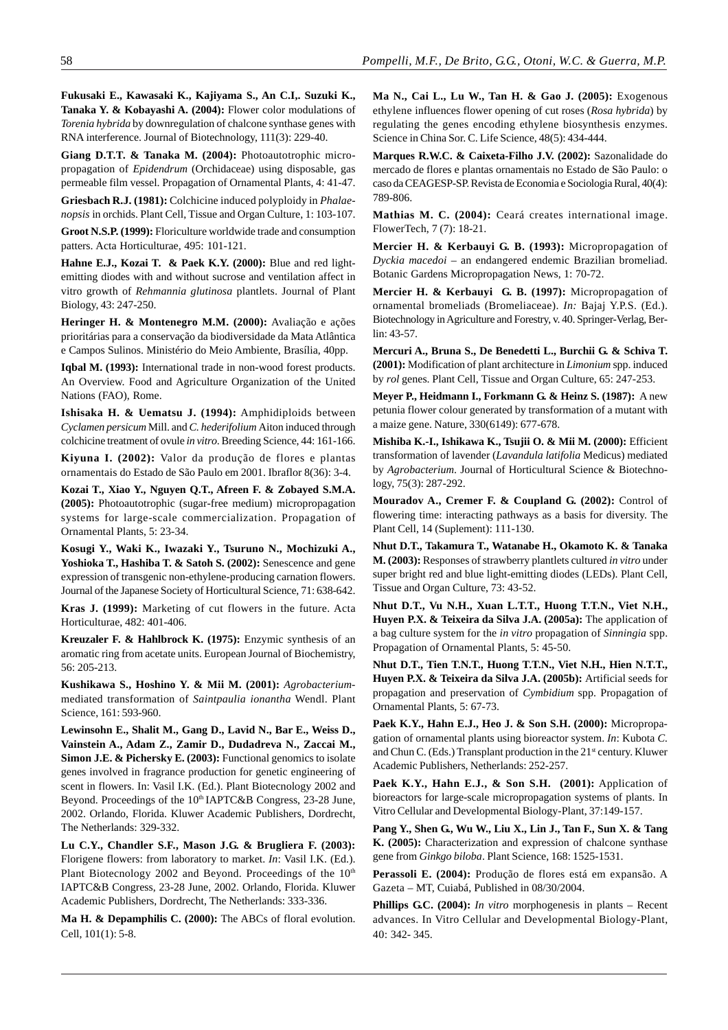**Fukusaki E., Kawasaki K., Kajiyama S., An C.I,. Suzuki K., Tanaka Y. & Kobayashi A. (2004):** Flower color modulations of *Torenia hybrida* by downregulation of chalcone synthase genes with RNA interference. Journal of Biotechnology, 111(3): 229-40.

**Giang D.T.T. & Tanaka M. (2004):** Photoautotrophic micropropagation of *Epidendrum* (Orchidaceae) using disposable, gas permeable film vessel. Propagation of Ornamental Plants, 4: 41-47.

**Griesbach R.J. (1981):** Colchicine induced polyploidy in *Phalaenopsis* in orchids. Plant Cell, Tissue and Organ Culture, 1: 103-107.

**Groot N.S.P. (1999):** Floriculture worldwide trade and consumption patterns. Acta Horticulturae, 495: 101-121.

**Hahne E.J., Kozai T. & Paek K.Y. (2000):** Blue and red light-emitting diodes with and without sucrose and ventilation affect in vitro growth of *Rehmannia glutinosa* plantlets. Journal of Plant Biology, 43: 247-250.

**Heringer H. & Montenegro M.M. (2000):** Avaliação e ações prioritárias para a conservação da biodiversidade da Mata Atlântica e Campos Sulinos. Ministério do Meio Ambiente, Brasília, 40pp.

**Iqbal M. (1993):** International trade in non-wood forest products. An Overview. Food and Agriculture Organization of the United Nations (FAO), Rome.

**Ishisaka H. & Uematsu J. (1994):** Amphidiploids between *Cyclamen persicum* Mill. and *C. hederifolium* Aiton induced through colchicine treatment of ovule *in vitro*. Breeding Science, 44: 161-166.

**Kiyuna I. (2002):** Valor da produção de flores e plantas ornamentais do Estado de São Paulo em 2001. Ibraflor 8(36): 3-4.

**Kozai T., Xiao Y., Nguyen Q.T., Afreen F. & Zobayed S.M.A. (2005):** Photoautotrophic (sugar-free medium) micropropagation systems for large-scale commercialization. Propagation of Ornamental Plants, 5: 23-34.

**Kosugi Y., Waki K., Iwazaki Y., Tsuruno N., Mochizuki A., Yoshioka T., Hashiba T. & Satoh S. (2002):** Senescence and gene expression of transgenic non-ethylene-producing carnation flowers. Journal of the Japanese Society of Horticultural Science, 71: 638-642.

**Kras J. (1999):** Marketing of cut flowers in the future. Acta Horticulturae, 482: 401-406.

**Kreuzaler F. & Hahlbrock K. (1975):** Enzymic synthesis of an aromatic ring from acetate units. European Journal of Biochemistry, 56: 205-213.

**Kushikawa S., Hoshino Y. & Mii M. (2001):** *Agrobacterium*-mediated transformation of *Saintpaulia ionantha* Wendl. Plant Science, 161: 593-960.

**Lewinsohn E., Shalit M., Gang D., Lavid N., Bar E., Weiss D., Vainstein A., Adam Z., Zamir D., Dudadreva N., Zaccai M., Simon J.E. & Pichersky E. (2003):** Functional genomics to isolate genes involved in fragrance production for genetic engineering of scent in flowers. In: Vasil I.K. (Ed.). Plant Biotecnology 2002 and Beyond. Proceedings of the 10th IAPTC&B Congress, 23-28 June, 2002. Orlando, Florida. Kluwer Academic Publishers, Dordrecht, The Netherlands: 329-332.

**Lu C.Y., Chandler S.F., Mason J.G. & Brugliera F. (2003):** Florigene flowers: from laboratory to market. *In*: Vasil I.K. (Ed.). Plant Biotecnology 2002 and Beyond. Proceedings of the 10th IAPTC&B Congress, 23-28 June, 2002. Orlando, Florida. Kluwer Academic Publishers, Dordrecht, The Netherlands: 333-336.

**Ma H. & Depamphilis C. (2000):** The ABCs of floral evolution. Cell, 101(1): 5-8.

**Ma N., Cai L., Lu W., Tan H. & Gao J. (2005):** Exogenous ethylene influences flower opening of cut roses (*Rosa hybrida*) by regulating the genes encoding ethylene biosynthesis enzymes. Science in China Sor. C. Life Science, 48(5): 434-444.

**Marques R.W.C. & Caixeta-Filho J.V. (2002):** Sazonalidade do mercado de flores e plantas ornamentais no Estado de São Paulo: o caso da CEAGESP-SP. Revista de Economia e Sociologia Rural, 40(4): 789-806.

**Mathias M. C. (2004):** Ceará creates international image. FlowerTech, 7 (7): 18-21.

**Mercier H. & Kerbauyi G. B. (1993):** Micropropagation of *Dyckia macedoi* – an endangered endemic Brazilian bromeliad. Botanic Gardens Micropropagation News, 1: 70-72.

**Mercier H. & Kerbauyi G. B. (1997):** Micropropagation of ornamental bromeliads (Bromeliaceae). *In:* Bajaj Y.P.S. (Ed.). Biotechnology in Agriculture and Forestry, v. 40. Springer-Verlag, Berlin: 43-57.

**Mercuri A., Bruna S., De Benedetti L., Burchii G. & Schiva T. (2001):** Modification of plant architecture in *Limonium* spp. induced by *rol* genes. Plant Cell, Tissue and Organ Culture, 65: 247-253.

**Meyer P., Heidmann I., Forkmann G. & Heinz S. (1987):** A new petunia flower colour generated by transformation of a mutant with a maize gene. Nature, 330(6149): 677-678.

**Mishiba K.-I., Ishikawa K., Tsujii O. & Mii M. (2000):** Efficient transformation of lavender (*Lavandula latifolia* Medicus) mediated by *Agrobacterium*. Journal of Horticultural Science & Biotechnology, 75(3): 287-292.

**Mouradov A., Cremer F. & Coupland G. (2002):** Control of flowering time: interacting pathways as a basis for diversity. The Plant Cell, 14 (Suplement): 111-130.

**Nhut D.T., Takamura T., Watanabe H., Okamoto K. & Tanaka M. (2003):** Responses of strawberry plantlets cultured *in vitro* under super bright red and blue light-emitting diodes (LEDs). Plant Cell, Tissue and Organ Culture, 73: 43-52.

**Nhut D.T., Vu N.H., Xuan L.T.T., Huong T.T.N., Viet N.H., Huyen P.X. & Teixeira da Silva J.A. (2005a):** The application of a bag culture system for the *in vitro* propagation of *Sinningia* spp. Propagation of Ornamental Plants, 5: 45-50.

**Nhut D.T., Tien T.N.T., Huong T.T.N., Viet N.H., Hien N.T.T., Huyen P.X. & Teixeira da Silva J.A. (2005b):** Artificial seeds for propagation and preservation of *Cymbidium* spp. Propagation of Ornamental Plants, 5: 67-73.

**Paek K.Y., Hahn E.J., Heo J. & Son S.H. (2000):** Micropropagation of ornamental plants using bioreactor system. *In*: Kubota *C.* and Chun C. (Eds.) Transplant production in the 21st century. Kluwer Academic Publishers, Netherlands: 252-257.

**Paek K.Y., Hahn E.J., & Son S.H. (2001):** Application of bioreactors for large-scale micropropagation systems of plants. In Vitro Cellular and Developmental Biology-Plant, 37:149-157.

**Pang Y., Shen G., Wu W., Liu X., Lin J., Tan F., Sun X. & Tang K. (2005):** Characterization and expression of chalcone synthase gene from *Ginkgo biloba*. Plant Science, 168: 1525-1531.

**Perassoli E. (2004):** Produção de flores está em expansão. A Gazeta – MT, Cuiabá, Published in 08/30/2004.

**Phillips G.C. (2004):** *In vitro* morphogenesis in plants – Recent advances. In Vitro Cellular and Developmental Biology-Plant, 40: 342- 345.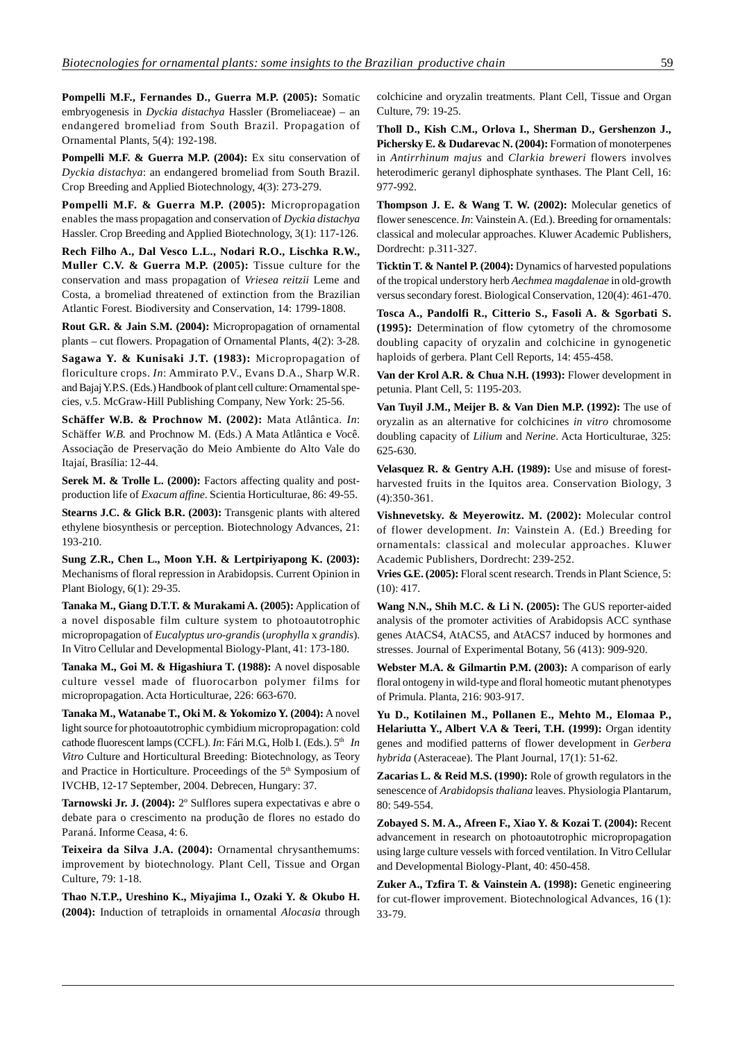**Pompelli M.F., Fernandes D., Guerra M.P. (2005):** Somatic embryogenesis in *Dyckia distachya* Hassler (Bromeliaceae) – an endangered bromeliad from South Brazil. Propagation of Ornamental Plants, 5(4): 192-198.

**Pompelli M.F. & Guerra M.P. (2004):** Ex situ conservation of *Dyckia distachya*: an endangered bromeliad from South Brazil. Crop Breeding and Applied Biotechnology, 4(3): 273-279.

**Pompelli M.F. & Guerra M.P. (2005):** Micropropagation enables the mass propagation and conservation of *Dyckia distachya* Hassler. Crop Breeding and Applied Biotechnology, 3(1): 117-126.

**Rech Filho A., Dal Vesco L.L., Nodari R.O., Lischka R.W., Muller C.V. & Guerra M.P. (2005):** Tissue culture for the conservation and mass propagation of *Vriesea reitzii* Leme and Costa, a bromeliad threatened of extinction from the Brazilian Atlantic Forest. Biodiversity and Conservation, 14: 1799-1808.

**Rout G.R. & Jain S.M. (2004):** Micropropagation of ornamental plants – cut flowers. Propagation of Ornamental Plants, 4(2): 3-28.

**Sagawa Y. & Kunisaki J.T. (1983):** Micropropagation of floriculture crops. *In*: Ammirato P.V., Evans D.A., Sharp W.R. and Bajaj Y.P.S. (Eds.) Handbook of plant cell culture: Ornamental species, v.5. McGraw-Hill Publishing Company, New York: 25-56.

**Schäffer W.B. & Prochnow M. (2002):** Mata Atlântica. *In*: Schäffer *W.B.* and Prochnow M. (Eds.) A Mata Atlântica e Você. Associação de Preservação do Meio Ambiente do Alto Vale do Itajaí, Brasília: 12-44.

**Serek M. & Trolle L. (2000):** Factors affecting quality and post-production life of *Exacum affine*. Scientia Horticulturae, 86: 49-55.

**Stearns J.C. & Glick B.R. (2003):** Transgenic plants with altered ethylene biosynthesis or perception. Biotechnology Advances, 21: 193-210.

**Sung Z.R., Chen L., Moon Y.H. & Lertpiriyapong K. (2003):** Mechanisms of floral repression in Arabidopsis. Current Opinion in Plant Biology, 6(1): 29-35.

**Tanaka M., Giang D.T.T. & Murakami A. (2005):** Application of a novel disposable film culture system to photoautotrophic micropropagation of *Eucalyptus uro-grandis* (*urophylla* x *grandis*). In Vitro Cellular and Developmental Biology-Plant, 41: 173-180.

**Tanaka M., Goi M. & Higashiura T. (1988):** A novel disposable culture vessel made of fluorocarbon polymer films for micropropagation. Acta Horticulturae, 226: 663-670.

**Tanaka M., Watanabe T., Oki M. & Yokomizo Y. (2004):** A novel light source for photoautotrophic cymbidium micropropagation: cold cathode fluorescent lamps (CCFL). *In*: Fári M.G., Holb I. (Eds.). 5th *In Vitro* Culture and Horticultural Breeding: Biotechnology, as Teory and Practice in Horticulture. Proceedings of the 5th Symposium of IVCHB, 12-17 September, 2004. Debrecen, Hungary: 37.

**Tarnowski Jr. J. (2004):** 2º Sulflores supera expectativas e abre o debate para o crescimento na produção de flores no estado do Paraná. Informe Ceasa, 4: 6.

**Teixeira da Silva J.A. (2004):** Ornamental chrysanthemums: improvement by biotechnology. Plant Cell, Tissue and Organ Culture, 79: 1-18.

**Thao N.T.P., Ureshino K., Miyajima I., Ozaki Y. & Okubo H. (2004):** Induction of tetraploids in ornamental *Alocasia* through colchicine and oryzalin treatments. Plant Cell, Tissue and Organ Culture, 79: 19-25.

**Tholl D., Kish C.M., Orlova I., Sherman D., Gershenzon J., Pichersky E. & Dudarevac N. (2004):** Formation of monoterpenes in *Antirrhinum majus* and *Clarkia breweri* flowers involves heterodimeric geranyl diphosphate synthases. The Plant Cell, 16: 977-992.

**Thompson J. E. & Wang T. W. (2002):** Molecular genetics of flower senescence. *In*: Vainstein A. (Ed.). Breeding for ornamentals: classical and molecular approaches. Kluwer Academic Publishers, Dordrecht: p.311-327.

**Ticktin T. & Nantel P. (2004):** Dynamics of harvested populations of the tropical understory herb *Aechmea magdalenae* in old-growth versus secondary forest. Biological Conservation, 120(4): 461-470.

**Tosca A., Pandolfi R., Citterio S., Fasoli A. & Sgorbati S. (1995):** Determination of flow cytometry of the chromosome doubling capacity of oryzalin and colchicine in gynogenetic haploids of gerbera. Plant Cell Reports, 14: 455-458.

**Van der Krol A.R. & Chua N.H. (1993):** Flower development in petunia. Plant Cell, 5: 1195-203.

**Van Tuyil J.M., Meijer B. & Van Dien M.P. (1992):** The use of oryzalin as an alternative for colchicines *in vitro* chromosome doubling capacity of *Lilium* and *Nerine*. Acta Horticulturae, 325: 625-630.

**Velasquez R. & Gentry A.H. (1989):** Use and misuse of forest-harvested fruits in the Iquitos area. Conservation Biology, 3 (4):350-361.

**Vishnevetsky. & Meyerowitz. M. (2002):** Molecular control of flower development. *In*: Vainstein A. (Ed.) Breeding for ornamentals: classical and molecular approaches. Kluwer Academic Publishers, Dordrecht: 239-252.

**Vries G.E. (2005):** Floral scent research. Trends in Plant Science, 5: (10): 417.

**Wang N.N., Shih M.C. & Li N. (2005):** The GUS reporter-aided analysis of the promoter activities of Arabidopsis ACC synthase genes AtACS4, AtACS5, and AtACS7 induced by hormones and stresses. Journal of Experimental Botany, 56 (413): 909-920.

**Webster M.A. & Gilmartin P.M. (2003):** A comparison of early floral ontogeny in wild-type and floral homeotic mutant phenotypes of Primula. Planta, 216: 903-917.

**Yu D., Kotilainen M., Pollanen E., Mehto M., Elomaa P., Helariutta Y., Albert V.A & Teeri, T.H. (1999):** Organ identity genes and modified patterns of flower development in *Gerbera hybrida* (Asteraceae). The Plant Journal, 17(1): 51-62.

**Zacarias L. & Reid M.S. (1990):** Role of growth regulators in the senescence of *Arabidopsis thaliana* leaves. Physiologia Plantarum, 80: 549-554.

**Zobayed S. M. A., Afreen F., Xiao Y. & Kozai T. (2004):** Recent advancement in research on photoautotrophic micropropagation using large culture vessels with forced ventilation. In Vitro Cellular and Developmental Biology-Plant, 40: 450-458.

**Zuker A., Tzfira T. & Vainstein A. (1998):** Genetic engineering for cut-flower improvement. Biotechnological Advances, 16 (1): 33-79.